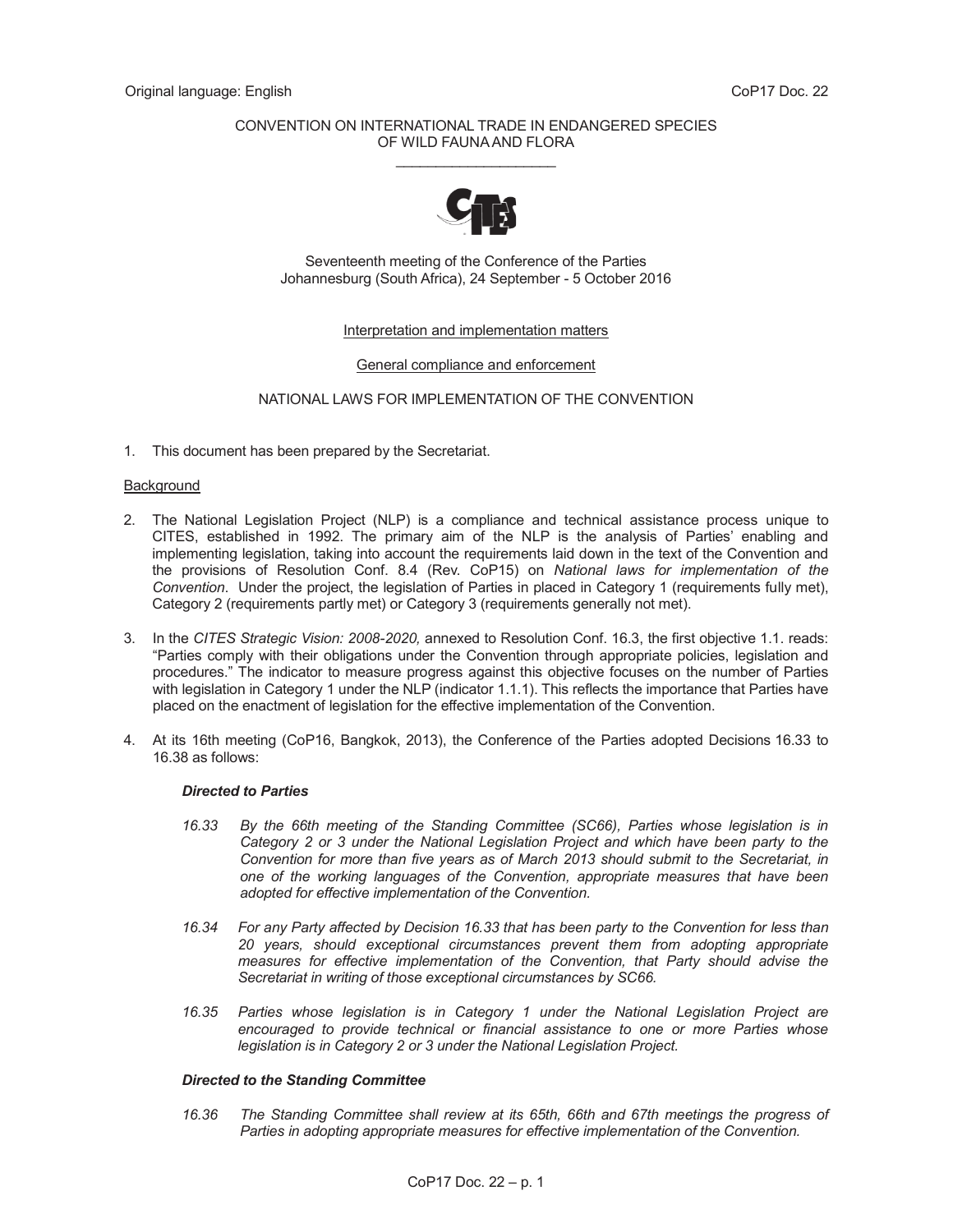Original language: English

CoP17 Doc. 22

CONVENTION ON INTERNATIONAL TRADE IN ENDANGERED SPECIES OF WILD FAUNA AND FLORA

\_\_\_\_\_\_\_\_\_\_\_\_\_\_\_\_\_\_\_\_

Seventeenth meeting of the Conference of the Parties
Johannesburg (South Africa), 24 September - 5 October 2016

Interpretation and implementation matters

General compliance and enforcement

NATIONAL LAWS FOR IMPLEMENTATION OF THE CONVENTION

1. This document has been prepared by the Secretariat.

Background

2. The National Legislation Project (NLP) is a compliance and technical assistance process unique to CITES, established in 1992. The primary aim of the NLP is the analysis of Parties' enabling and implementing legislation, taking into account the requirements laid down in the text of the Convention and the provisions of Resolution Conf. 8.4 (Rev. CoP15) on *National laws for implementation of the Convention*. Under the project, the legislation of Parties in placed in Category 1 (requirements fully met), Category 2 (requirements partly met) or Category 3 (requirements generally not met).

3. In the *CITES Strategic Vision: 2008-2020,* annexed to Resolution Conf. 16.3, the first objective 1.1. reads: "Parties comply with their obligations under the Convention through appropriate policies, legislation and procedures." The indicator to measure progress against this objective focuses on the number of Parties with legislation in Category 1 under the NLP (indicator 1.1.1). This reflects the importance that Parties have placed on the enactment of legislation for the effective implementation of the Convention.

4. At its 16th meeting (CoP16, Bangkok, 2013), the Conference of the Parties adopted Decisions 16.33 to 16.38 as follows:

***Directed to Parties***

*16.33 By the 66th meeting of the Standing Committee (SC66), Parties whose legislation is in Category 2 or 3 under the National Legislation Project and which have been party to the Convention for more than five years as of March 2013 should submit to the Secretariat, in one of the working languages of the Convention, appropriate measures that have been adopted for effective implementation of the Convention.*

*16.34 For any Party affected by Decision 16.33 that has been party to the Convention for less than 20 years, should exceptional circumstances prevent them from adopting appropriate measures for effective implementation of the Convention, that Party should advise the Secretariat in writing of those exceptional circumstances by SC66.*

*16.35 Parties whose legislation is in Category 1 under the National Legislation Project are encouraged to provide technical or financial assistance to one or more Parties whose legislation is in Category 2 or 3 under the National Legislation Project.*

***Directed to the Standing Committee***

*16.36 The Standing Committee shall review at its 65th, 66th and 67th meetings the progress of Parties in adopting appropriate measures for effective implementation of the Convention.*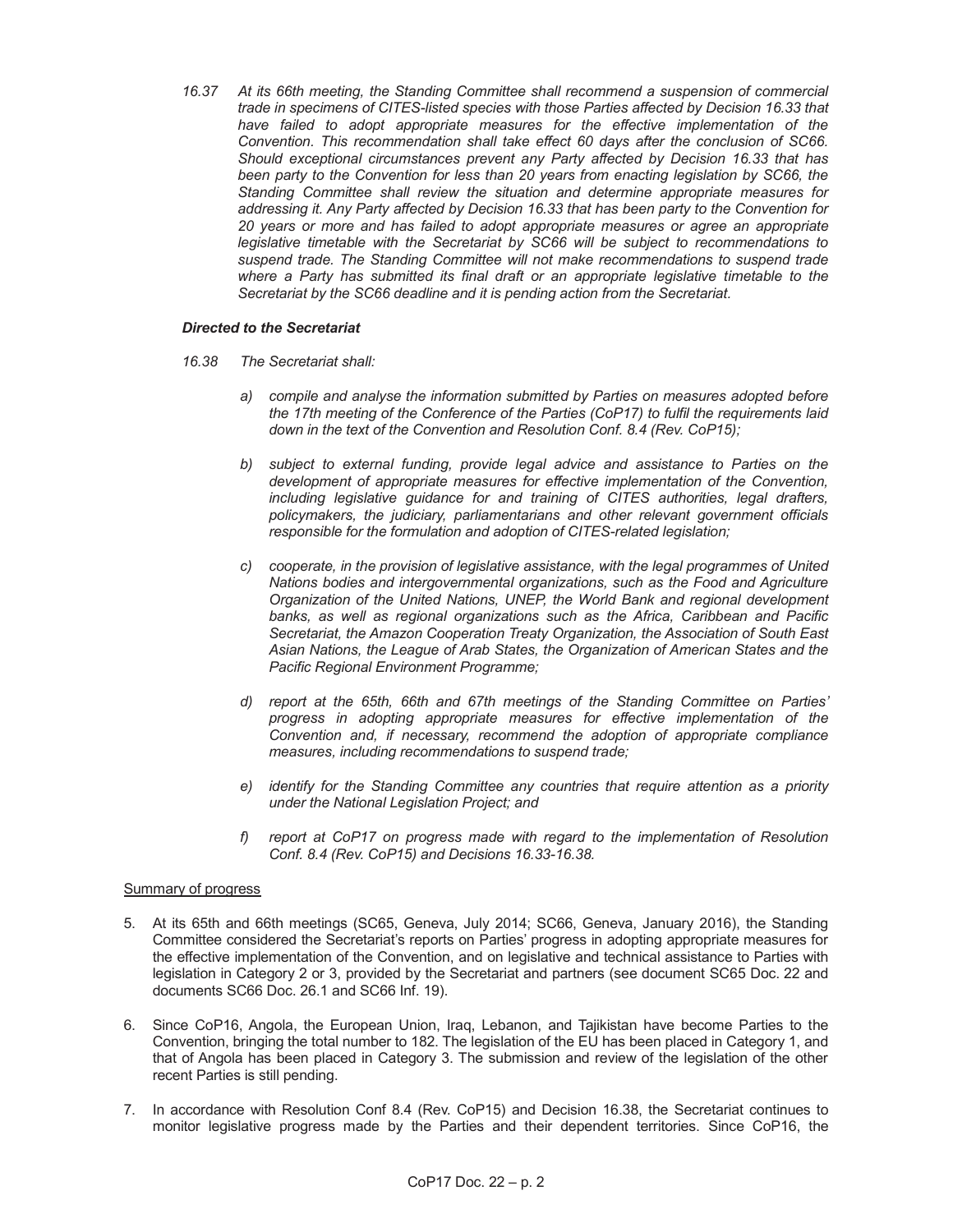*16.37 At its 66th meeting, the Standing Committee shall recommend a suspension of commercial trade in specimens of CITES-listed species with those Parties affected by Decision 16.33 that have failed to adopt appropriate measures for the effective implementation of the Convention. This recommendation shall take effect 60 days after the conclusion of SC66. Should exceptional circumstances prevent any Party affected by Decision 16.33 that has been party to the Convention for less than 20 years from enacting legislation by SC66, the Standing Committee shall review the situation and determine appropriate measures for addressing it. Any Party affected by Decision 16.33 that has been party to the Convention for 20 years or more and has failed to adopt appropriate measures or agree an appropriate legislative timetable with the Secretariat by SC66 will be subject to recommendations to suspend trade. The Standing Committee will not make recommendations to suspend trade where a Party has submitted its final draft or an appropriate legislative timetable to the Secretariat by the SC66 deadline and it is pending action from the Secretariat.*

***Directed to the Secretariat***

*16.38 The Secretariat shall:*

*a) compile and analyse the information submitted by Parties on measures adopted before the 17th meeting of the Conference of the Parties (CoP17) to fulfil the requirements laid down in the text of the Convention and Resolution Conf. 8.4 (Rev. CoP15);*

*b) subject to external funding, provide legal advice and assistance to Parties on the development of appropriate measures for effective implementation of the Convention, including legislative guidance for and training of CITES authorities, legal drafters, policymakers, the judiciary, parliamentarians and other relevant government officials responsible for the formulation and adoption of CITES-related legislation;*

*c) cooperate, in the provision of legislative assistance, with the legal programmes of United Nations bodies and intergovernmental organizations, such as the Food and Agriculture Organization of the United Nations, UNEP, the World Bank and regional development banks, as well as regional organizations such as the Africa, Caribbean and Pacific Secretariat, the Amazon Cooperation Treaty Organization, the Association of South East Asian Nations, the League of Arab States, the Organization of American States and the Pacific Regional Environment Programme;*

*d) report at the 65th, 66th and 67th meetings of the Standing Committee on Parties' progress in adopting appropriate measures for effective implementation of the Convention and, if necessary, recommend the adoption of appropriate compliance measures, including recommendations to suspend trade;*

*e) identify for the Standing Committee any countries that require attention as a priority under the National Legislation Project; and*

*f) report at CoP17 on progress made with regard to the implementation of Resolution Conf. 8.4 (Rev. CoP15) and Decisions 16.33-16.38.*

Summary of progress

5. At its 65th and 66th meetings (SC65, Geneva, July 2014; SC66, Geneva, January 2016), the Standing Committee considered the Secretariat's reports on Parties' progress in adopting appropriate measures for the effective implementation of the Convention, and on legislative and technical assistance to Parties with legislation in Category 2 or 3, provided by the Secretariat and partners (see document SC65 Doc. 22 and documents SC66 Doc. 26.1 and SC66 Inf. 19).

6. Since CoP16, Angola, the European Union, Iraq, Lebanon, and Tajikistan have become Parties to the Convention, bringing the total number to 182. The legislation of the EU has been placed in Category 1, and that of Angola has been placed in Category 3. The submission and review of the legislation of the other recent Parties is still pending.

7. In accordance with Resolution Conf 8.4 (Rev. CoP15) and Decision 16.38, the Secretariat continues to monitor legislative progress made by the Parties and their dependent territories. Since CoP16, the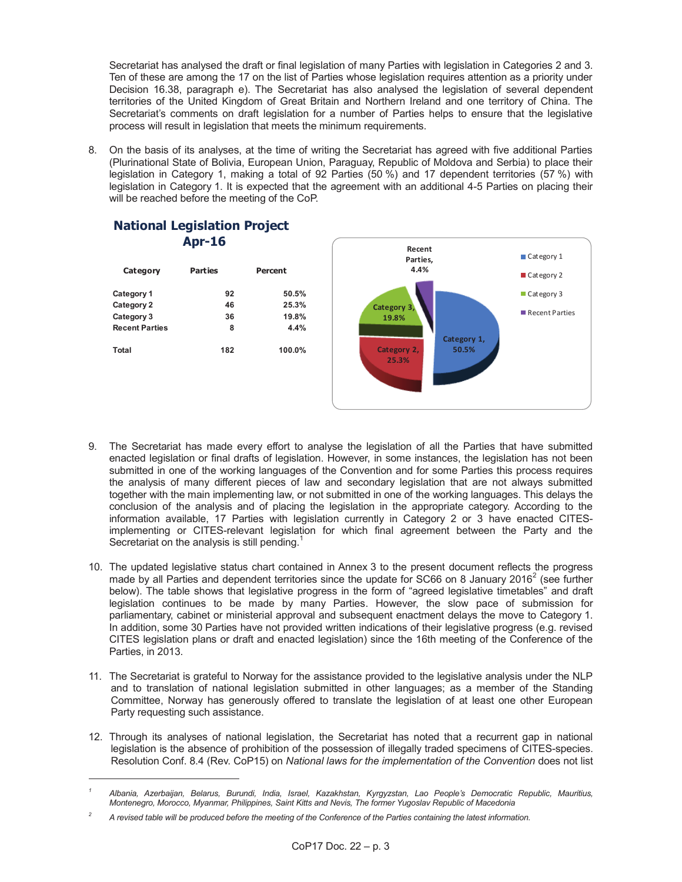Secretariat has analysed the draft or final legislation of many Parties with legislation in Categories 2 and 3. Ten of these are among the 17 on the list of Parties whose legislation requires attention as a priority under Decision 16.38, paragraph e). The Secretariat has also analysed the legislation of several dependent territories of the United Kingdom of Great Britain and Northern Ireland and one territory of China. The Secretariat's comments on draft legislation for a number of Parties helps to ensure that the legislative process will result in legislation that meets the minimum requirements.

8. On the basis of its analyses, at the time of writing the Secretariat has agreed with five additional Parties (Plurinational State of Bolivia, European Union, Paraguay, Republic of Moldova and Serbia) to place their legislation in Category 1, making a total of 92 Parties (50 %) and 17 dependent territories (57 %) with legislation in Category 1. It is expected that the agreement with an additional 4-5 Parties on placing their will be reached before the meeting of the CoP.

**National Legislation Project**
**Apr-16**

| Category | Parties | Percent |
|---|---|---|
| Category 1 | 92 | 50.5% |
| Category 2 | 46 | 25.3% |
| Category 3 | 36 | 19.8% |
| Recent Parties | 8 | 4.4% |
| Total | 182 | 100.0% |

9. The Secretariat has made every effort to analyse the legislation of all the Parties that have submitted enacted legislation or final drafts of legislation. However, in some instances, the legislation has not been submitted in one of the working languages of the Convention and for some Parties this process requires the analysis of many different pieces of law and secondary legislation that are not always submitted together with the main implementing law, or not submitted in one of the working languages. This delays the conclusion of the analysis and of placing the legislation in the appropriate category. According to the information available, 17 Parties with legislation currently in Category 2 or 3 have enacted CITES-implementing or CITES-relevant legislation for which final agreement between the Party and the Secretariat on the analysis is still pending.[1]

10. The updated legislative status chart contained in Annex 3 to the present document reflects the progress made by all Parties and dependent territories since the update for SC66 on 8 January 2016[2] (see further below). The table shows that legislative progress in the form of "agreed legislative timetables" and draft legislation continues to be made by many Parties. However, the slow pace of submission for parliamentary, cabinet or ministerial approval and subsequent enactment delays the move to Category 1. In addition, some 30 Parties have not provided written indications of their legislative progress (e.g. revised CITES legislation plans or draft and enacted legislation) since the 16th meeting of the Conference of the Parties, in 2013.

11. The Secretariat is grateful to Norway for the assistance provided to the legislative analysis under the NLP and to translation of national legislation submitted in other languages; as a member of the Standing Committee, Norway has generously offered to translate the legislation of at least one other European Party requesting such assistance.

12. Through its analyses of national legislation, the Secretariat has noted that a recurrent gap in national legislation is the absence of prohibition of the possession of illegally traded specimens of CITES-species. Resolution Conf. 8.4 (Rev. CoP15) on *National laws for the implementation of the Convention* does not list

---

[1] *Albania, Azerbaijan, Belarus, Burundi, India, Israel, Kazakhstan, Kyrgyzstan, Lao People's Democratic Republic, Mauritius, Montenegro, Morocco, Myanmar, Philippines, Saint Kitts and Nevis, The former Yugoslav Republic of Macedonia*

[2] *A revised table will be produced before the meeting of the Conference of the Parties containing the latest information.*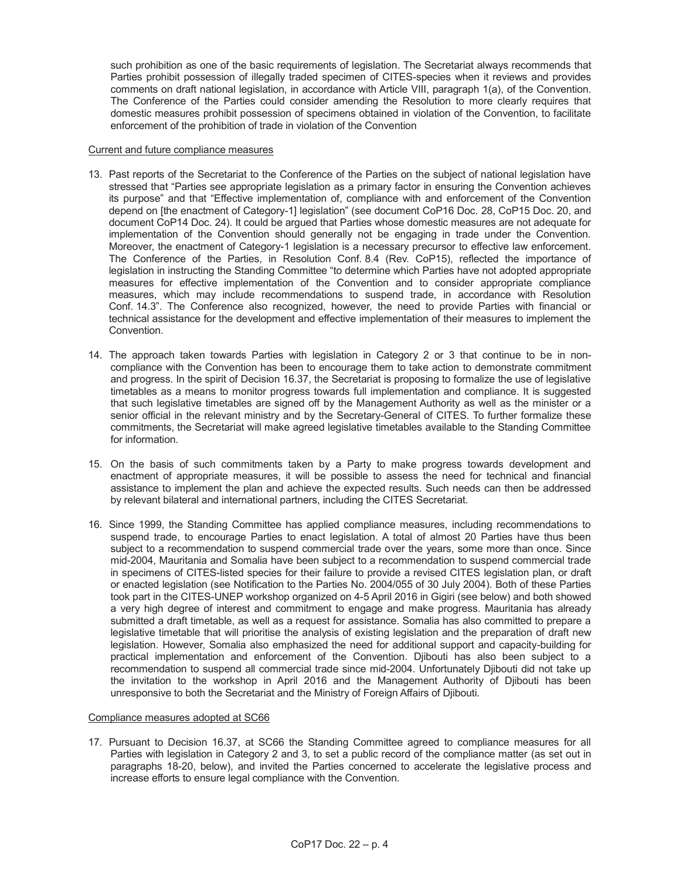such prohibition as one of the basic requirements of legislation. The Secretariat always recommends that Parties prohibit possession of illegally traded specimen of CITES-species when it reviews and provides comments on draft national legislation, in accordance with Article VIII, paragraph 1(a), of the Convention. The Conference of the Parties could consider amending the Resolution to more clearly requires that domestic measures prohibit possession of specimens obtained in violation of the Convention, to facilitate enforcement of the prohibition of trade in violation of the Convention

Current and future compliance measures

13. Past reports of the Secretariat to the Conference of the Parties on the subject of national legislation have stressed that "Parties see appropriate legislation as a primary factor in ensuring the Convention achieves its purpose" and that "Effective implementation of, compliance with and enforcement of the Convention depend on [the enactment of Category-1] legislation" (see document CoP16 Doc. 28, CoP15 Doc. 20, and document CoP14 Doc. 24). It could be argued that Parties whose domestic measures are not adequate for implementation of the Convention should generally not be engaging in trade under the Convention. Moreover, the enactment of Category-1 legislation is a necessary precursor to effective law enforcement. The Conference of the Parties, in Resolution Conf. 8.4 (Rev. CoP15), reflected the importance of legislation in instructing the Standing Committee "to determine which Parties have not adopted appropriate measures for effective implementation of the Convention and to consider appropriate compliance measures, which may include recommendations to suspend trade, in accordance with Resolution Conf. 14.3". The Conference also recognized, however, the need to provide Parties with financial or technical assistance for the development and effective implementation of their measures to implement the Convention.

14. The approach taken towards Parties with legislation in Category 2 or 3 that continue to be in non-compliance with the Convention has been to encourage them to take action to demonstrate commitment and progress. In the spirit of Decision 16.37, the Secretariat is proposing to formalize the use of legislative timetables as a means to monitor progress towards full implementation and compliance. It is suggested that such legislative timetables are signed off by the Management Authority as well as the minister or a senior official in the relevant ministry and by the Secretary-General of CITES. To further formalize these commitments, the Secretariat will make agreed legislative timetables available to the Standing Committee for information.

15. On the basis of such commitments taken by a Party to make progress towards development and enactment of appropriate measures, it will be possible to assess the need for technical and financial assistance to implement the plan and achieve the expected results. Such needs can then be addressed by relevant bilateral and international partners, including the CITES Secretariat.

16. Since 1999, the Standing Committee has applied compliance measures, including recommendations to suspend trade, to encourage Parties to enact legislation. A total of almost 20 Parties have thus been subject to a recommendation to suspend commercial trade over the years, some more than once. Since mid-2004, Mauritania and Somalia have been subject to a recommendation to suspend commercial trade in specimens of CITES-listed species for their failure to provide a revised CITES legislation plan, or draft or enacted legislation (see Notification to the Parties No. 2004/055 of 30 July 2004). Both of these Parties took part in the CITES-UNEP workshop organized on 4-5 April 2016 in Gigiri (see below) and both showed a very high degree of interest and commitment to engage and make progress. Mauritania has already submitted a draft timetable, as well as a request for assistance. Somalia has also committed to prepare a legislative timetable that will prioritise the analysis of existing legislation and the preparation of draft new legislation. However, Somalia also emphasized the need for additional support and capacity-building for practical implementation and enforcement of the Convention. Djibouti has also been subject to a recommendation to suspend all commercial trade since mid-2004. Unfortunately Djibouti did not take up the invitation to the workshop in April 2016 and the Management Authority of Djibouti has been unresponsive to both the Secretariat and the Ministry of Foreign Affairs of Djibouti.

Compliance measures adopted at SC66

17. Pursuant to Decision 16.37, at SC66 the Standing Committee agreed to compliance measures for all Parties with legislation in Category 2 and 3, to set a public record of the compliance matter (as set out in paragraphs 18-20, below), and invited the Parties concerned to accelerate the legislative process and increase efforts to ensure legal compliance with the Convention.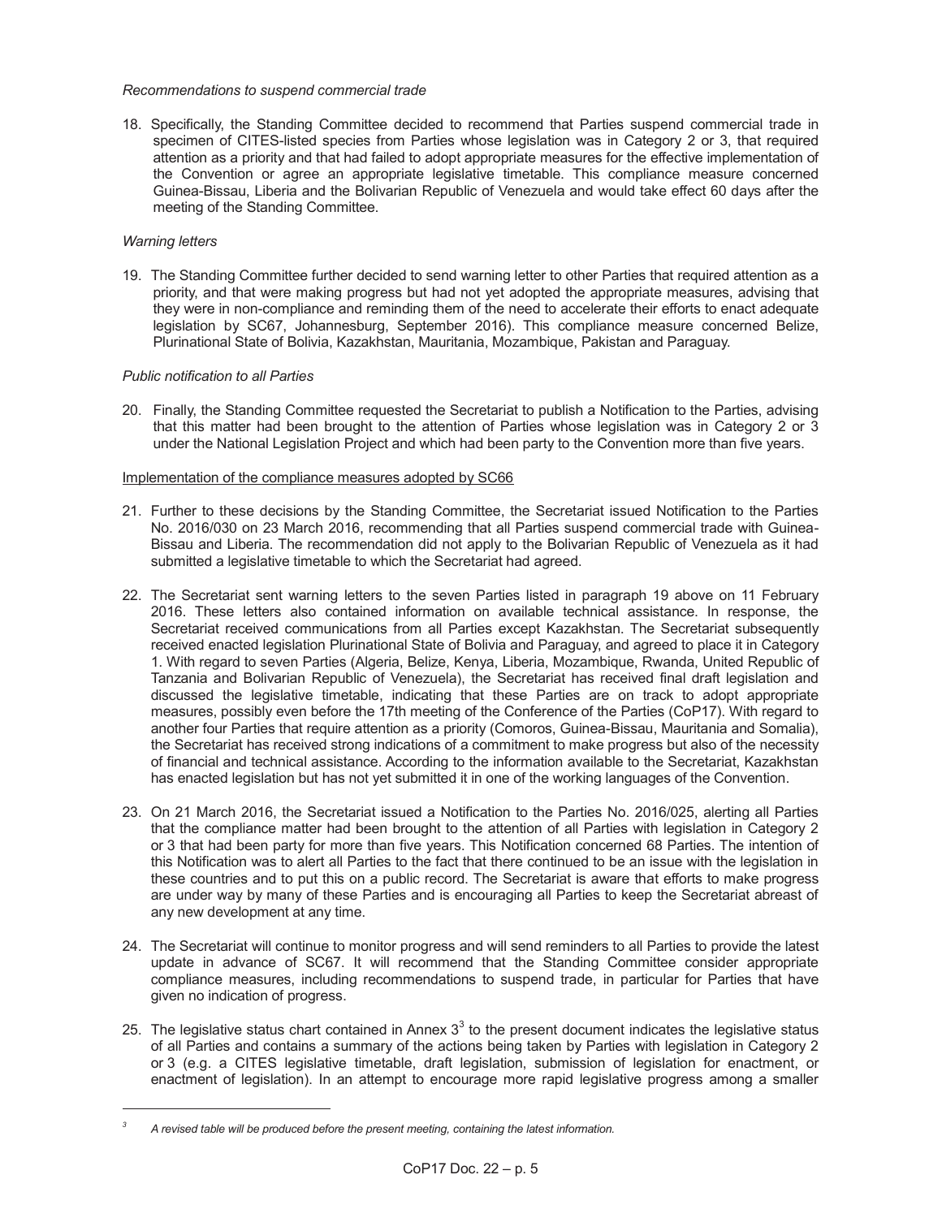*Recommendations to suspend commercial trade*

18. Specifically, the Standing Committee decided to recommend that Parties suspend commercial trade in specimen of CITES-listed species from Parties whose legislation was in Category 2 or 3, that required attention as a priority and that had failed to adopt appropriate measures for the effective implementation of the Convention or agree an appropriate legislative timetable. This compliance measure concerned Guinea-Bissau, Liberia and the Bolivarian Republic of Venezuela and would take effect 60 days after the meeting of the Standing Committee.

*Warning letters*

19. The Standing Committee further decided to send warning letter to other Parties that required attention as a priority, and that were making progress but had not yet adopted the appropriate measures, advising that they were in non-compliance and reminding them of the need to accelerate their efforts to enact adequate legislation by SC67, Johannesburg, September 2016). This compliance measure concerned Belize, Plurinational State of Bolivia, Kazakhstan, Mauritania, Mozambique, Pakistan and Paraguay.

*Public notification to all Parties*

20. Finally, the Standing Committee requested the Secretariat to publish a Notification to the Parties, advising that this matter had been brought to the attention of Parties whose legislation was in Category 2 or 3 under the National Legislation Project and which had been party to the Convention more than five years.

Implementation of the compliance measures adopted by SC66

21. Further to these decisions by the Standing Committee, the Secretariat issued Notification to the Parties No. 2016/030 on 23 March 2016, recommending that all Parties suspend commercial trade with Guinea-Bissau and Liberia. The recommendation did not apply to the Bolivarian Republic of Venezuela as it had submitted a legislative timetable to which the Secretariat had agreed.

22. The Secretariat sent warning letters to the seven Parties listed in paragraph 19 above on 11 February 2016. These letters also contained information on available technical assistance. In response, the Secretariat received communications from all Parties except Kazakhstan. The Secretariat subsequently received enacted legislation Plurinational State of Bolivia and Paraguay, and agreed to place it in Category 1. With regard to seven Parties (Algeria, Belize, Kenya, Liberia, Mozambique, Rwanda, United Republic of Tanzania and Bolivarian Republic of Venezuela), the Secretariat has received final draft legislation and discussed the legislative timetable, indicating that these Parties are on track to adopt appropriate measures, possibly even before the 17th meeting of the Conference of the Parties (CoP17). With regard to another four Parties that require attention as a priority (Comoros, Guinea-Bissau, Mauritania and Somalia), the Secretariat has received strong indications of a commitment to make progress but also of the necessity of financial and technical assistance. According to the information available to the Secretariat, Kazakhstan has enacted legislation but has not yet submitted it in one of the working languages of the Convention.

23. On 21 March 2016, the Secretariat issued a Notification to the Parties No. 2016/025, alerting all Parties that the compliance matter had been brought to the attention of all Parties with legislation in Category 2 or 3 that had been party for more than five years. This Notification concerned 68 Parties. The intention of this Notification was to alert all Parties to the fact that there continued to be an issue with the legislation in these countries and to put this on a public record. The Secretariat is aware that efforts to make progress are under way by many of these Parties and is encouraging all Parties to keep the Secretariat abreast of any new development at any time.

24. The Secretariat will continue to monitor progress and will send reminders to all Parties to provide the latest update in advance of SC67. It will recommend that the Standing Committee consider appropriate compliance measures, including recommendations to suspend trade, in particular for Parties that have given no indication of progress.

25. The legislative status chart contained in Annex 3[3] to the present document indicates the legislative status of all Parties and contains a summary of the actions being taken by Parties with legislation in Category 2 or 3 (e.g. a CITES legislative timetable, draft legislation, submission of legislation for enactment, or enactment of legislation). In an attempt to encourage more rapid legislative progress among a smaller

[3] *A revised table will be produced before the present meeting, containing the latest information.*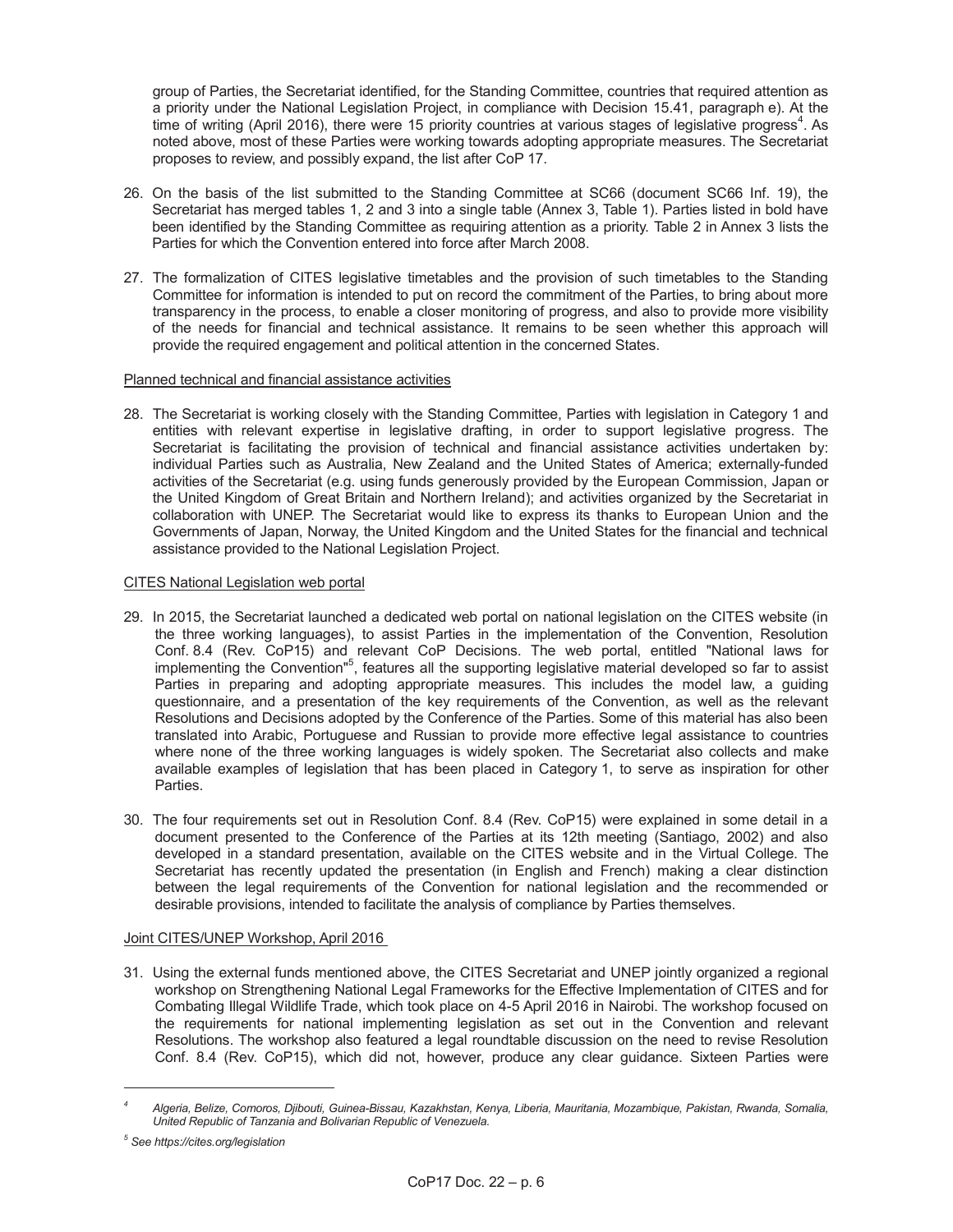group of Parties, the Secretariat identified, for the Standing Committee, countries that required attention as a priority under the National Legislation Project, in compliance with Decision 15.41, paragraph e). At the time of writing (April 2016), there were 15 priority countries at various stages of legislative progress[4]. As noted above, most of these Parties were working towards adopting appropriate measures. The Secretariat proposes to review, and possibly expand, the list after CoP 17.

26. On the basis of the list submitted to the Standing Committee at SC66 (document SC66 Inf. 19), the Secretariat has merged tables 1, 2 and 3 into a single table (Annex 3, Table 1). Parties listed in bold have been identified by the Standing Committee as requiring attention as a priority. Table 2 in Annex 3 lists the Parties for which the Convention entered into force after March 2008.

27. The formalization of CITES legislative timetables and the provision of such timetables to the Standing Committee for information is intended to put on record the commitment of the Parties, to bring about more transparency in the process, to enable a closer monitoring of progress, and also to provide more visibility of the needs for financial and technical assistance. It remains to be seen whether this approach will provide the required engagement and political attention in the concerned States.

Planned technical and financial assistance activities

28. The Secretariat is working closely with the Standing Committee, Parties with legislation in Category 1 and entities with relevant expertise in legislative drafting, in order to support legislative progress. The Secretariat is facilitating the provision of technical and financial assistance activities undertaken by: individual Parties such as Australia, New Zealand and the United States of America; externally-funded activities of the Secretariat (e.g. using funds generously provided by the European Commission, Japan or the United Kingdom of Great Britain and Northern Ireland); and activities organized by the Secretariat in collaboration with UNEP. The Secretariat would like to express its thanks to European Union and the Governments of Japan, Norway, the United Kingdom and the United States for the financial and technical assistance provided to the National Legislation Project.

CITES National Legislation web portal

29. In 2015, the Secretariat launched a dedicated web portal on national legislation on the CITES website (in the three working languages), to assist Parties in the implementation of the Convention, Resolution Conf. 8.4 (Rev. CoP15) and relevant CoP Decisions. The web portal, entitled "National laws for implementing the Convention"[5], features all the supporting legislative material developed so far to assist Parties in preparing and adopting appropriate measures. This includes the model law, a guiding questionnaire, and a presentation of the key requirements of the Convention, as well as the relevant Resolutions and Decisions adopted by the Conference of the Parties. Some of this material has also been translated into Arabic, Portuguese and Russian to provide more effective legal assistance to countries where none of the three working languages is widely spoken. The Secretariat also collects and make available examples of legislation that has been placed in Category 1, to serve as inspiration for other Parties.

30. The four requirements set out in Resolution Conf. 8.4 (Rev. CoP15) were explained in some detail in a document presented to the Conference of the Parties at its 12th meeting (Santiago, 2002) and also developed in a standard presentation, available on the CITES website and in the Virtual College. The Secretariat has recently updated the presentation (in English and French) making a clear distinction between the legal requirements of the Convention for national legislation and the recommended or desirable provisions, intended to facilitate the analysis of compliance by Parties themselves.

Joint CITES/UNEP Workshop, April 2016

31. Using the external funds mentioned above, the CITES Secretariat and UNEP jointly organized a regional workshop on Strengthening National Legal Frameworks for the Effective Implementation of CITES and for Combating Illegal Wildlife Trade, which took place on 4-5 April 2016 in Nairobi. The workshop focused on the requirements for national implementing legislation as set out in the Convention and relevant Resolutions. The workshop also featured a legal roundtable discussion on the need to revise Resolution Conf. 8.4 (Rev. CoP15), which did not, however, produce any clear guidance. Sixteen Parties were

---

[4] *Algeria, Belize, Comoros, Djibouti, Guinea-Bissau, Kazakhstan, Kenya, Liberia, Mauritania, Mozambique, Pakistan, Rwanda, Somalia, United Republic of Tanzania and Bolivarian Republic of Venezuela.*

[5] *See https://cites.org/legislation*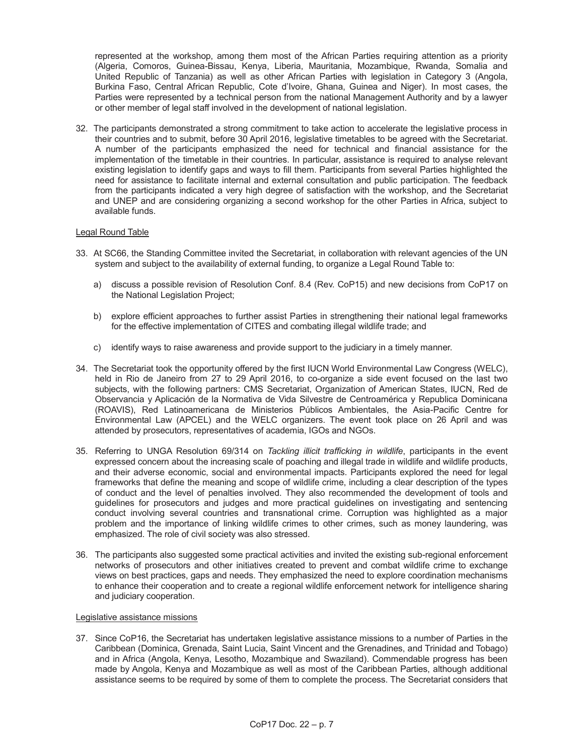represented at the workshop, among them most of the African Parties requiring attention as a priority (Algeria, Comoros, Guinea-Bissau, Kenya, Liberia, Mauritania, Mozambique, Rwanda, Somalia and United Republic of Tanzania) as well as other African Parties with legislation in Category 3 (Angola, Burkina Faso, Central African Republic, Cote d'Ivoire, Ghana, Guinea and Niger). In most cases, the Parties were represented by a technical person from the national Management Authority and by a lawyer or other member of legal staff involved in the development of national legislation.

32. The participants demonstrated a strong commitment to take action to accelerate the legislative process in their countries and to submit, before 30 April 2016, legislative timetables to be agreed with the Secretariat. A number of the participants emphasized the need for technical and financial assistance for the implementation of the timetable in their countries. In particular, assistance is required to analyse relevant existing legislation to identify gaps and ways to fill them. Participants from several Parties highlighted the need for assistance to facilitate internal and external consultation and public participation. The feedback from the participants indicated a very high degree of satisfaction with the workshop, and the Secretariat and UNEP and are considering organizing a second workshop for the other Parties in Africa, subject to available funds.

Legal Round Table

33. At SC66, the Standing Committee invited the Secretariat, in collaboration with relevant agencies of the UN system and subject to the availability of external funding, to organize a Legal Round Table to:

    a) discuss a possible revision of Resolution Conf. 8.4 (Rev. CoP15) and new decisions from CoP17 on the National Legislation Project;

    b) explore efficient approaches to further assist Parties in strengthening their national legal frameworks for the effective implementation of CITES and combating illegal wildlife trade; and

    c) identify ways to raise awareness and provide support to the judiciary in a timely manner.

34. The Secretariat took the opportunity offered by the first IUCN World Environmental Law Congress (WELC), held in Rio de Janeiro from 27 to 29 April 2016, to co-organize a side event focused on the last two subjects, with the following partners: CMS Secretariat, Organization of American States, IUCN, Red de Observancia y Aplicación de la Normativa de Vida Silvestre de Centroamérica y Republica Dominicana (ROAVIS), Red Latinoamericana de Ministerios Públicos Ambientales, the Asia-Pacific Centre for Environmental Law (APCEL) and the WELC organizers. The event took place on 26 April and was attended by prosecutors, representatives of academia, IGOs and NGOs.

35. Referring to UNGA Resolution 69/314 on *Tackling illicit trafficking in wildlife*, participants in the event expressed concern about the increasing scale of poaching and illegal trade in wildlife and wildlife products, and their adverse economic, social and environmental impacts. Participants explored the need for legal frameworks that define the meaning and scope of wildlife crime, including a clear description of the types of conduct and the level of penalties involved. They also recommended the development of tools and guidelines for prosecutors and judges and more practical guidelines on investigating and sentencing conduct involving several countries and transnational crime. Corruption was highlighted as a major problem and the importance of linking wildlife crimes to other crimes, such as money laundering, was emphasized. The role of civil society was also stressed.

36. The participants also suggested some practical activities and invited the existing sub-regional enforcement networks of prosecutors and other initiatives created to prevent and combat wildlife crime to exchange views on best practices, gaps and needs. They emphasized the need to explore coordination mechanisms to enhance their cooperation and to create a regional wildlife enforcement network for intelligence sharing and judiciary cooperation.

Legislative assistance missions

37. Since CoP16, the Secretariat has undertaken legislative assistance missions to a number of Parties in the Caribbean (Dominica, Grenada, Saint Lucia, Saint Vincent and the Grenadines, and Trinidad and Tobago) and in Africa (Angola, Kenya, Lesotho, Mozambique and Swaziland). Commendable progress has been made by Angola, Kenya and Mozambique as well as most of the Caribbean Parties, although additional assistance seems to be required by some of them to complete the process. The Secretariat considers that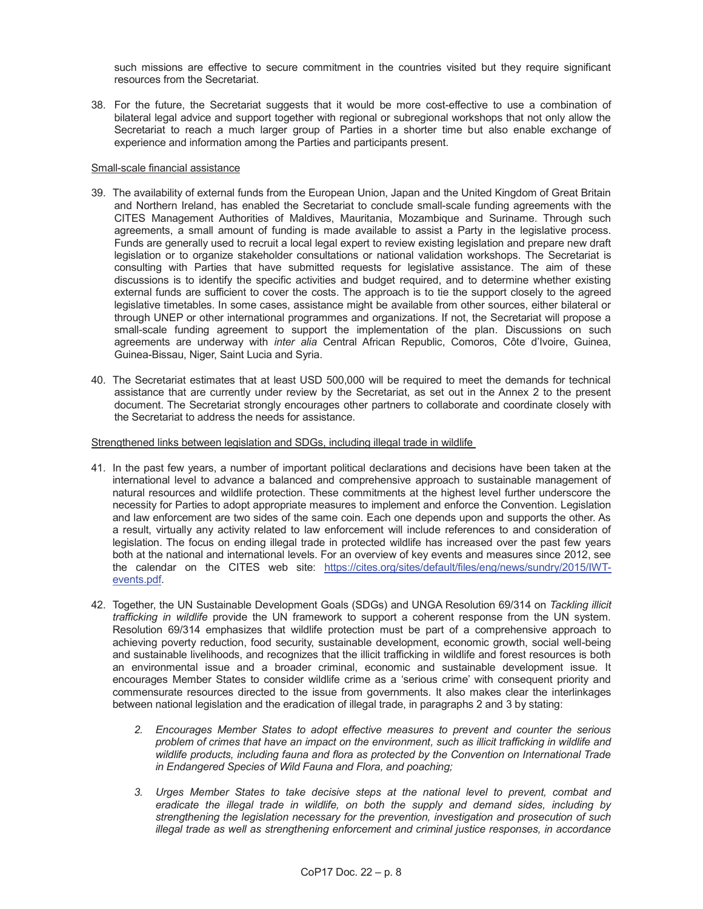such missions are effective to secure commitment in the countries visited but they require significant resources from the Secretariat.

38. For the future, the Secretariat suggests that it would be more cost-effective to use a combination of bilateral legal advice and support together with regional or subregional workshops that not only allow the Secretariat to reach a much larger group of Parties in a shorter time but also enable exchange of experience and information among the Parties and participants present.

Small-scale financial assistance

39. The availability of external funds from the European Union, Japan and the United Kingdom of Great Britain and Northern Ireland, has enabled the Secretariat to conclude small-scale funding agreements with the CITES Management Authorities of Maldives, Mauritania, Mozambique and Suriname. Through such agreements, a small amount of funding is made available to assist a Party in the legislative process. Funds are generally used to recruit a local legal expert to review existing legislation and prepare new draft legislation or to organize stakeholder consultations or national validation workshops. The Secretariat is consulting with Parties that have submitted requests for legislative assistance. The aim of these discussions is to identify the specific activities and budget required, and to determine whether existing external funds are sufficient to cover the costs. The approach is to tie the support closely to the agreed legislative timetables. In some cases, assistance might be available from other sources, either bilateral or through UNEP or other international programmes and organizations. If not, the Secretariat will propose a small-scale funding agreement to support the implementation of the plan. Discussions on such agreements are underway with *inter alia* Central African Republic, Comoros, Côte d'Ivoire, Guinea, Guinea-Bissau, Niger, Saint Lucia and Syria.

40. The Secretariat estimates that at least USD 500,000 will be required to meet the demands for technical assistance that are currently under review by the Secretariat, as set out in the Annex 2 to the present document. The Secretariat strongly encourages other partners to collaborate and coordinate closely with the Secretariat to address the needs for assistance.

Strengthened links between legislation and SDGs, including illegal trade in wildlife

41. In the past few years, a number of important political declarations and decisions have been taken at the international level to advance a balanced and comprehensive approach to sustainable management of natural resources and wildlife protection. These commitments at the highest level further underscore the necessity for Parties to adopt appropriate measures to implement and enforce the Convention. Legislation and law enforcement are two sides of the same coin. Each one depends upon and supports the other. As a result, virtually any activity related to law enforcement will include references to and consideration of legislation. The focus on ending illegal trade in protected wildlife has increased over the past few years both at the national and international levels. For an overview of key events and measures since 2012, see the calendar on the CITES web site: https://cites.org/sites/default/files/eng/news/sundry/2015/IWT-events.pdf.

42. Together, the UN Sustainable Development Goals (SDGs) and UNGA Resolution 69/314 on *Tackling illicit trafficking in wildlife* provide the UN framework to support a coherent response from the UN system. Resolution 69/314 emphasizes that wildlife protection must be part of a comprehensive approach to achieving poverty reduction, food security, sustainable development, economic growth, social well-being and sustainable livelihoods, and recognizes that the illicit trafficking in wildlife and forest resources is both an environmental issue and a broader criminal, economic and sustainable development issue. It encourages Member States to consider wildlife crime as a 'serious crime' with consequent priority and commensurate resources directed to the issue from governments. It also makes clear the interlinkages between national legislation and the eradication of illegal trade, in paragraphs 2 and 3 by stating:

    *2. Encourages Member States to adopt effective measures to prevent and counter the serious problem of crimes that have an impact on the environment, such as illicit trafficking in wildlife and wildlife products, including fauna and flora as protected by the Convention on International Trade in Endangered Species of Wild Fauna and Flora, and poaching;*

    *3. Urges Member States to take decisive steps at the national level to prevent, combat and eradicate the illegal trade in wildlife, on both the supply and demand sides, including by strengthening the legislation necessary for the prevention, investigation and prosecution of such illegal trade as well as strengthening enforcement and criminal justice responses, in accordance*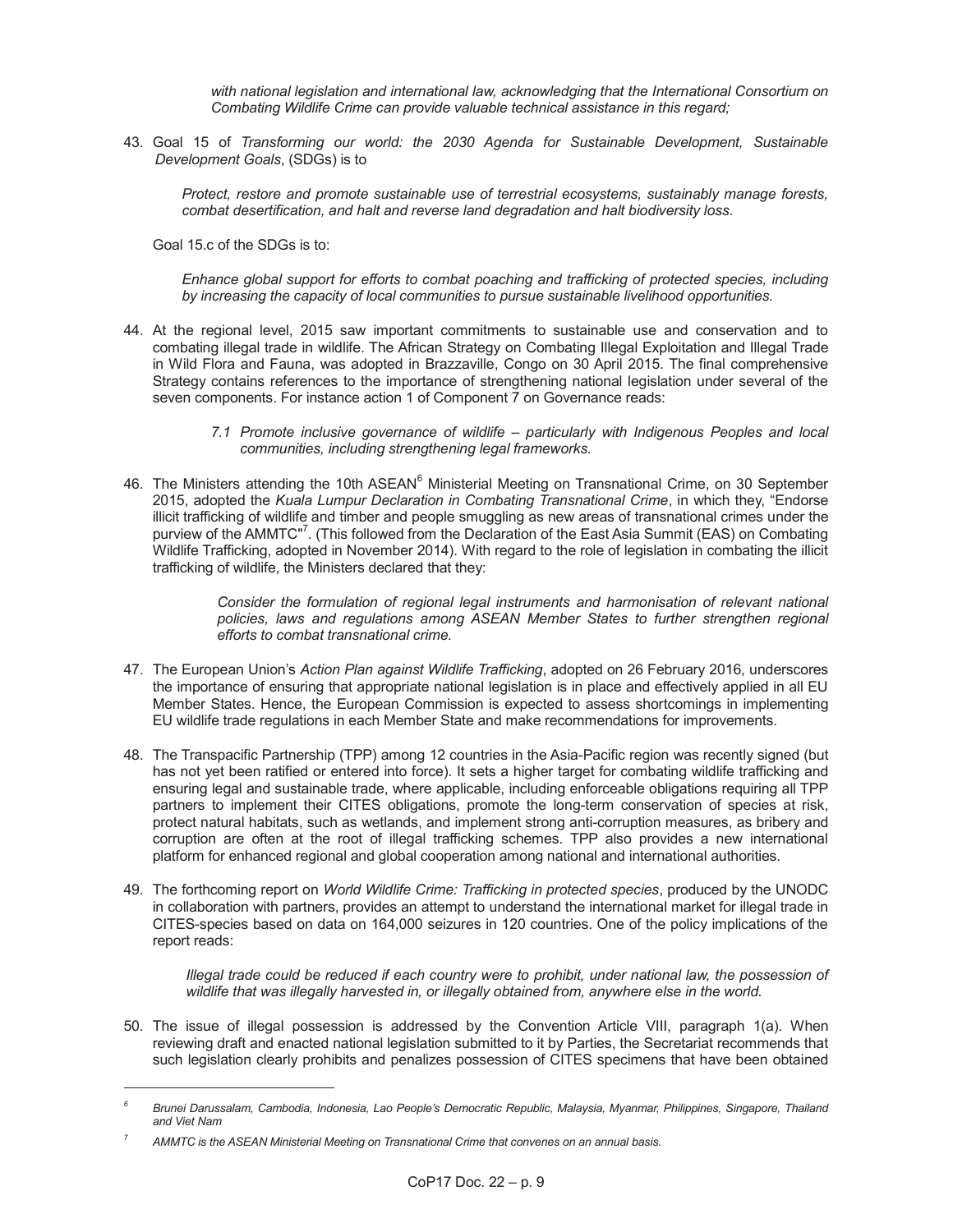*with national legislation and international law, acknowledging that the International Consortium on Combating Wildlife Crime can provide valuable technical assistance in this regard;*

43. Goal 15 of *Transforming our world: the 2030 Agenda for Sustainable Development, Sustainable Development Goals*, (SDGs) is to

    *Protect, restore and promote sustainable use of terrestrial ecosystems, sustainably manage forests, combat desertification, and halt and reverse land degradation and halt biodiversity loss.*

    Goal 15.c of the SDGs is to:

    *Enhance global support for efforts to combat poaching and trafficking of protected species, including by increasing the capacity of local communities to pursue sustainable livelihood opportunities.*

44. At the regional level, 2015 saw important commitments to sustainable use and conservation and to combating illegal trade in wildlife. The African Strategy on Combating Illegal Exploitation and Illegal Trade in Wild Flora and Fauna, was adopted in Brazzaville, Congo on 30 April 2015. The final comprehensive Strategy contains references to the importance of strengthening national legislation under several of the seven components. For instance action 1 of Component 7 on Governance reads:

    *7.1 Promote inclusive governance of wildlife – particularly with Indigenous Peoples and local communities, including strengthening legal frameworks.*

46. The Ministers attending the 10th ASEAN[6] Ministerial Meeting on Transnational Crime, on 30 September 2015, adopted the *Kuala Lumpur Declaration in Combating Transnational Crime*, in which they, "Endorse illicit trafficking of wildlife and timber and people smuggling as new areas of transnational crimes under the purview of the AMMTC"[7]. (This followed from the Declaration of the East Asia Summit (EAS) on Combating Wildlife Trafficking, adopted in November 2014). With regard to the role of legislation in combating the illicit trafficking of wildlife, the Ministers declared that they:

    *Consider the formulation of regional legal instruments and harmonisation of relevant national policies, laws and regulations among ASEAN Member States to further strengthen regional efforts to combat transnational crime.*

47. The European Union's *Action Plan against Wildlife Trafficking*, adopted on 26 February 2016, underscores the importance of ensuring that appropriate national legislation is in place and effectively applied in all EU Member States. Hence, the European Commission is expected to assess shortcomings in implementing EU wildlife trade regulations in each Member State and make recommendations for improvements.

48. The Transpacific Partnership (TPP) among 12 countries in the Asia-Pacific region was recently signed (but has not yet been ratified or entered into force). It sets a higher target for combating wildlife trafficking and ensuring legal and sustainable trade, where applicable, including enforceable obligations requiring all TPP partners to implement their CITES obligations, promote the long-term conservation of species at risk, protect natural habitats, such as wetlands, and implement strong anti-corruption measures, as bribery and corruption are often at the root of illegal trafficking schemes. TPP also provides a new international platform for enhanced regional and global cooperation among national and international authorities.

49. The forthcoming report on *World Wildlife Crime: Trafficking in protected species*, produced by the UNODC in collaboration with partners, provides an attempt to understand the international market for illegal trade in CITES-species based on data on 164,000 seizures in 120 countries. One of the policy implications of the report reads:

    *Illegal trade could be reduced if each country were to prohibit, under national law, the possession of wildlife that was illegally harvested in, or illegally obtained from, anywhere else in the world.*

50. The issue of illegal possession is addressed by the Convention Article VIII, paragraph 1(a). When reviewing draft and enacted national legislation submitted to it by Parties, the Secretariat recommends that such legislation clearly prohibits and penalizes possession of CITES specimens that have been obtained

---

[6] *Brunei Darussalam, Cambodia, Indonesia, Lao People's Democratic Republic, Malaysia, Myanmar, Philippines, Singapore, Thailand and Viet Nam*

[7] *AMMTC is the ASEAN Ministerial Meeting on Transnational Crime that convenes on an annual basis.*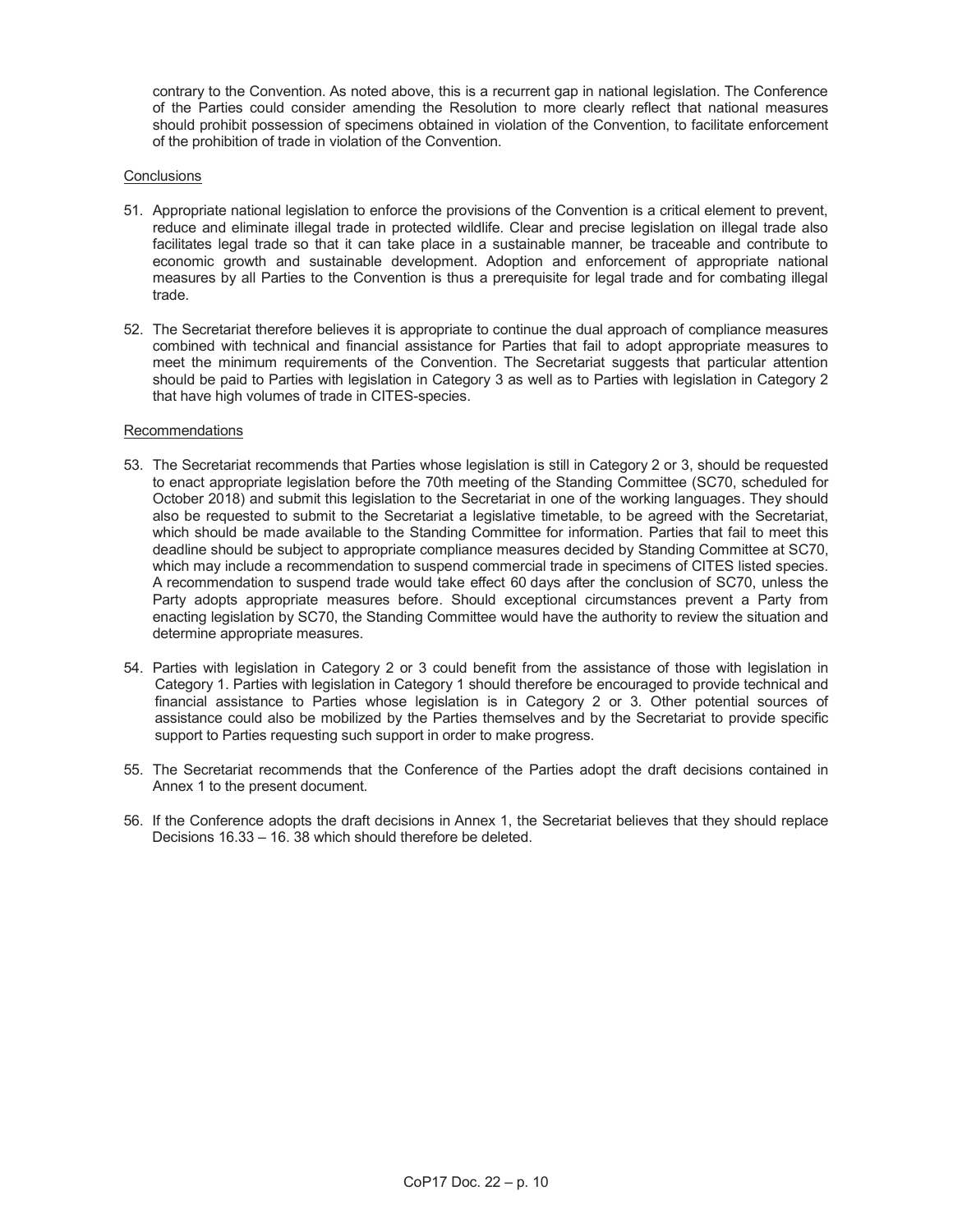contrary to the Convention. As noted above, this is a recurrent gap in national legislation. The Conference of the Parties could consider amending the Resolution to more clearly reflect that national measures should prohibit possession of specimens obtained in violation of the Convention, to facilitate enforcement of the prohibition of trade in violation of the Convention.

Conclusions

51. Appropriate national legislation to enforce the provisions of the Convention is a critical element to prevent, reduce and eliminate illegal trade in protected wildlife. Clear and precise legislation on illegal trade also facilitates legal trade so that it can take place in a sustainable manner, be traceable and contribute to economic growth and sustainable development. Adoption and enforcement of appropriate national measures by all Parties to the Convention is thus a prerequisite for legal trade and for combating illegal trade.

52. The Secretariat therefore believes it is appropriate to continue the dual approach of compliance measures combined with technical and financial assistance for Parties that fail to adopt appropriate measures to meet the minimum requirements of the Convention. The Secretariat suggests that particular attention should be paid to Parties with legislation in Category 3 as well as to Parties with legislation in Category 2 that have high volumes of trade in CITES-species.

Recommendations

53. The Secretariat recommends that Parties whose legislation is still in Category 2 or 3, should be requested to enact appropriate legislation before the 70th meeting of the Standing Committee (SC70, scheduled for October 2018) and submit this legislation to the Secretariat in one of the working languages. They should also be requested to submit to the Secretariat a legislative timetable, to be agreed with the Secretariat, which should be made available to the Standing Committee for information. Parties that fail to meet this deadline should be subject to appropriate compliance measures decided by Standing Committee at SC70, which may include a recommendation to suspend commercial trade in specimens of CITES listed species. A recommendation to suspend trade would take effect 60 days after the conclusion of SC70, unless the Party adopts appropriate measures before. Should exceptional circumstances prevent a Party from enacting legislation by SC70, the Standing Committee would have the authority to review the situation and determine appropriate measures.

54. Parties with legislation in Category 2 or 3 could benefit from the assistance of those with legislation in Category 1. Parties with legislation in Category 1 should therefore be encouraged to provide technical and financial assistance to Parties whose legislation is in Category 2 or 3. Other potential sources of assistance could also be mobilized by the Parties themselves and by the Secretariat to provide specific support to Parties requesting such support in order to make progress.

55. The Secretariat recommends that the Conference of the Parties adopt the draft decisions contained in Annex 1 to the present document.

56. If the Conference adopts the draft decisions in Annex 1, the Secretariat believes that they should replace Decisions 16.33 – 16. 38 which should therefore be deleted.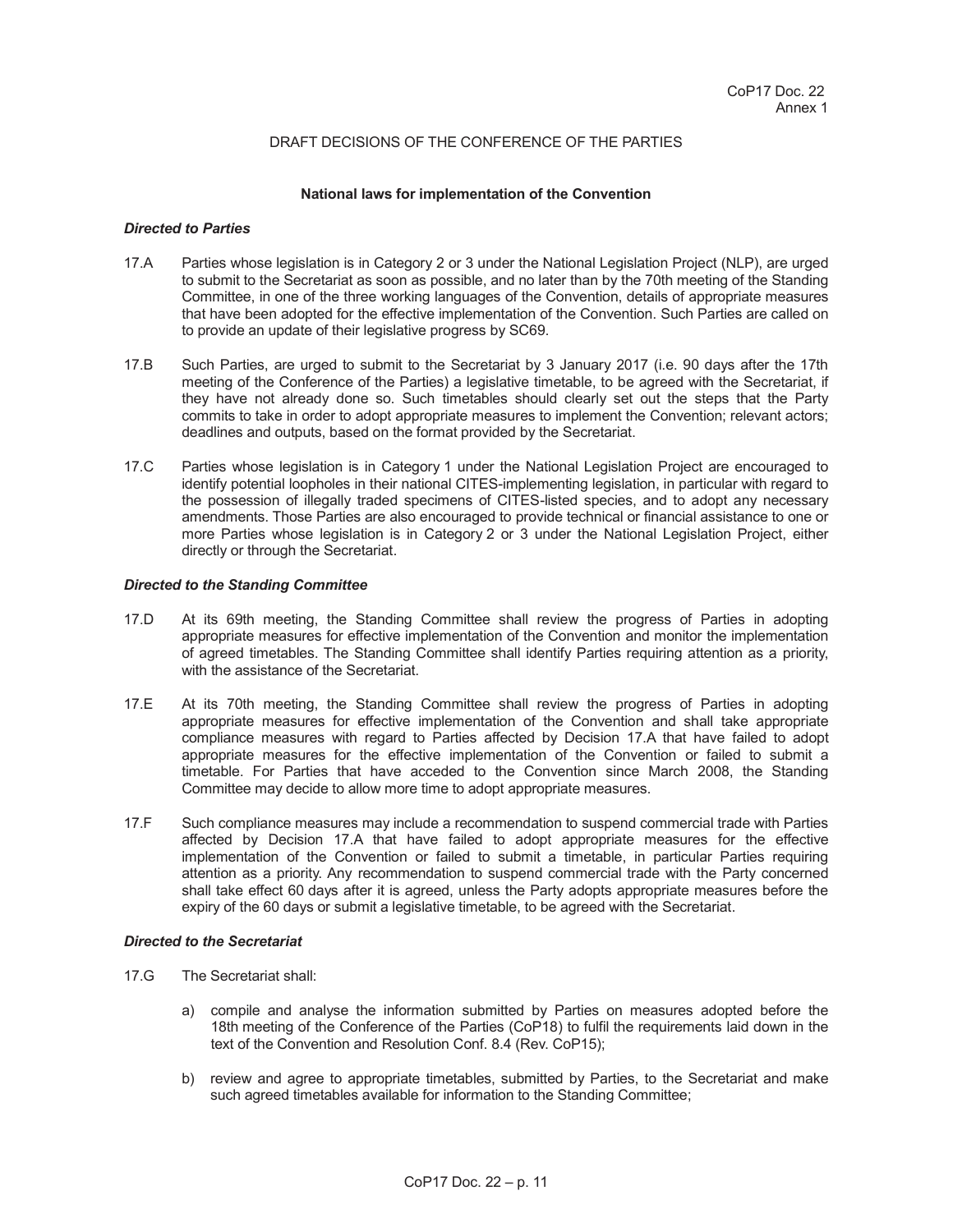CoP17 Doc. 22
Annex 1

DRAFT DECISIONS OF THE CONFERENCE OF THE PARTIES

**National laws for implementation of the Convention**

***Directed to Parties***

17.A Parties whose legislation is in Category 2 or 3 under the National Legislation Project (NLP), are urged to submit to the Secretariat as soon as possible, and no later than by the 70th meeting of the Standing Committee, in one of the three working languages of the Convention, details of appropriate measures that have been adopted for the effective implementation of the Convention. Such Parties are called on to provide an update of their legislative progress by SC69.

17.B Such Parties, are urged to submit to the Secretariat by 3 January 2017 (i.e. 90 days after the 17th meeting of the Conference of the Parties) a legislative timetable, to be agreed with the Secretariat, if they have not already done so. Such timetables should clearly set out the steps that the Party commits to take in order to adopt appropriate measures to implement the Convention; relevant actors; deadlines and outputs, based on the format provided by the Secretariat.

17.C Parties whose legislation is in Category 1 under the National Legislation Project are encouraged to identify potential loopholes in their national CITES-implementing legislation, in particular with regard to the possession of illegally traded specimens of CITES-listed species, and to adopt any necessary amendments. Those Parties are also encouraged to provide technical or financial assistance to one or more Parties whose legislation is in Category 2 or 3 under the National Legislation Project, either directly or through the Secretariat.

***Directed to the Standing Committee***

17.D At its 69th meeting, the Standing Committee shall review the progress of Parties in adopting appropriate measures for effective implementation of the Convention and monitor the implementation of agreed timetables. The Standing Committee shall identify Parties requiring attention as a priority, with the assistance of the Secretariat.

17.E At its 70th meeting, the Standing Committee shall review the progress of Parties in adopting appropriate measures for effective implementation of the Convention and shall take appropriate compliance measures with regard to Parties affected by Decision 17.A that have failed to adopt appropriate measures for the effective implementation of the Convention or failed to submit a timetable. For Parties that have acceded to the Convention since March 2008, the Standing Committee may decide to allow more time to adopt appropriate measures.

17.F Such compliance measures may include a recommendation to suspend commercial trade with Parties affected by Decision 17.A that have failed to adopt appropriate measures for the effective implementation of the Convention or failed to submit a timetable, in particular Parties requiring attention as a priority. Any recommendation to suspend commercial trade with the Party concerned shall take effect 60 days after it is agreed, unless the Party adopts appropriate measures before the expiry of the 60 days or submit a legislative timetable, to be agreed with the Secretariat.

***Directed to the Secretariat***

17.G The Secretariat shall:

a) compile and analyse the information submitted by Parties on measures adopted before the 18th meeting of the Conference of the Parties (CoP18) to fulfil the requirements laid down in the text of the Convention and Resolution Conf. 8.4 (Rev. CoP15);

b) review and agree to appropriate timetables, submitted by Parties, to the Secretariat and make such agreed timetables available for information to the Standing Committee;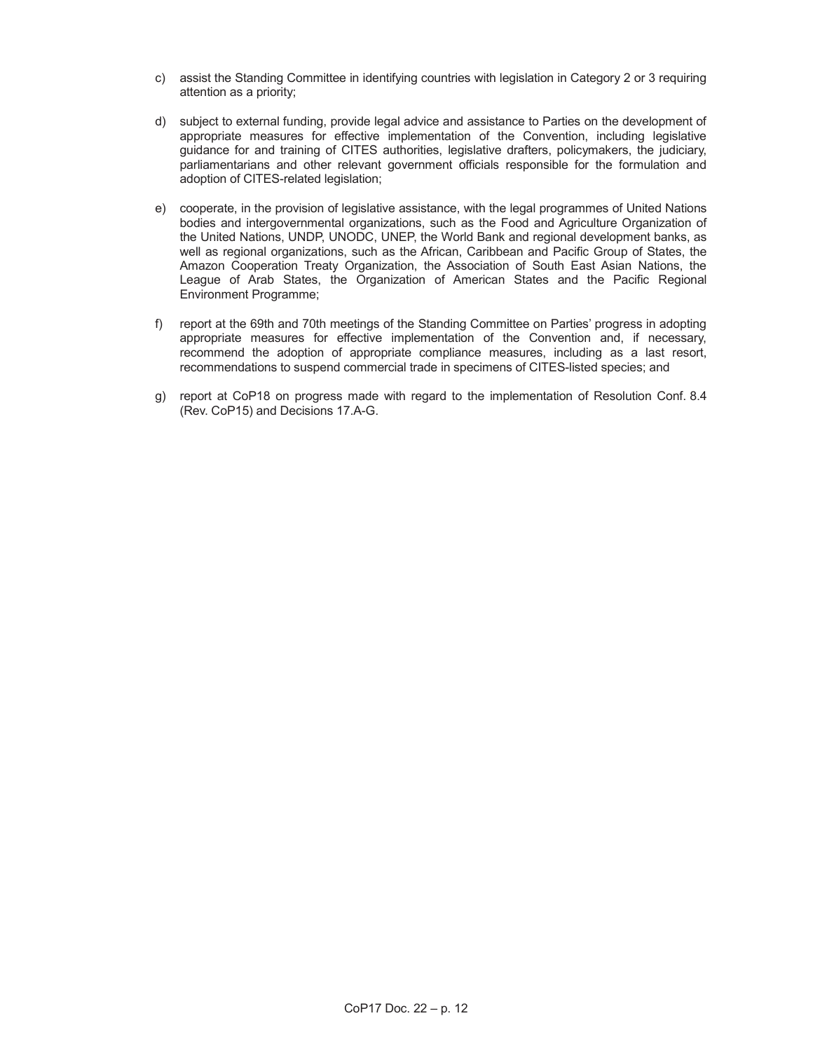c) assist the Standing Committee in identifying countries with legislation in Category 2 or 3 requiring attention as a priority;

d) subject to external funding, provide legal advice and assistance to Parties on the development of appropriate measures for effective implementation of the Convention, including legislative guidance for and training of CITES authorities, legislative drafters, policymakers, the judiciary, parliamentarians and other relevant government officials responsible for the formulation and adoption of CITES-related legislation;

e) cooperate, in the provision of legislative assistance, with the legal programmes of United Nations bodies and intergovernmental organizations, such as the Food and Agriculture Organization of the United Nations, UNDP, UNODC, UNEP, the World Bank and regional development banks, as well as regional organizations, such as the African, Caribbean and Pacific Group of States, the Amazon Cooperation Treaty Organization, the Association of South East Asian Nations, the League of Arab States, the Organization of American States and the Pacific Regional Environment Programme;

f) report at the 69th and 70th meetings of the Standing Committee on Parties' progress in adopting appropriate measures for effective implementation of the Convention and, if necessary, recommend the adoption of appropriate compliance measures, including as a last resort, recommendations to suspend commercial trade in specimens of CITES-listed species; and

g) report at CoP18 on progress made with regard to the implementation of Resolution Conf. 8.4 (Rev. CoP15) and Decisions 17.A-G.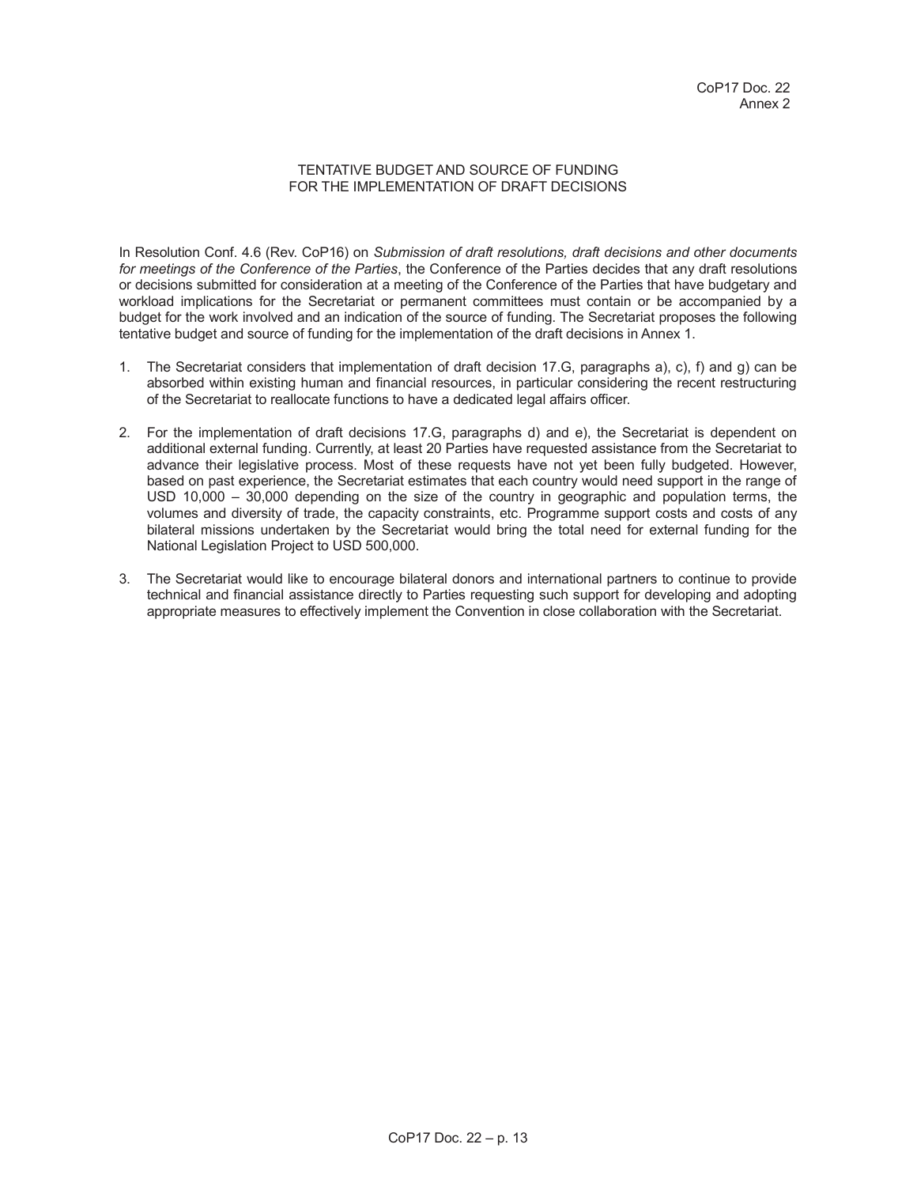CoP17 Doc. 22
Annex 2

TENTATIVE BUDGET AND SOURCE OF FUNDING
FOR THE IMPLEMENTATION OF DRAFT DECISIONS

In Resolution Conf. 4.6 (Rev. CoP16) on *Submission of draft resolutions, draft decisions and other documents for meetings of the Conference of the Parties*, the Conference of the Parties decides that any draft resolutions or decisions submitted for consideration at a meeting of the Conference of the Parties that have budgetary and workload implications for the Secretariat or permanent committees must contain or be accompanied by a budget for the work involved and an indication of the source of funding. The Secretariat proposes the following tentative budget and source of funding for the implementation of the draft decisions in Annex 1.

1. The Secretariat considers that implementation of draft decision 17.G, paragraphs a), c), f) and g) can be absorbed within existing human and financial resources, in particular considering the recent restructuring of the Secretariat to reallocate functions to have a dedicated legal affairs officer.

2. For the implementation of draft decisions 17.G, paragraphs d) and e), the Secretariat is dependent on additional external funding. Currently, at least 20 Parties have requested assistance from the Secretariat to advance their legislative process. Most of these requests have not yet been fully budgeted. However, based on past experience, the Secretariat estimates that each country would need support in the range of USD 10,000 – 30,000 depending on the size of the country in geographic and population terms, the volumes and diversity of trade, the capacity constraints, etc. Programme support costs and costs of any bilateral missions undertaken by the Secretariat would bring the total need for external funding for the National Legislation Project to USD 500,000.

3. The Secretariat would like to encourage bilateral donors and international partners to continue to provide technical and financial assistance directly to Parties requesting such support for developing and adopting appropriate measures to effectively implement the Convention in close collaboration with the Secretariat.